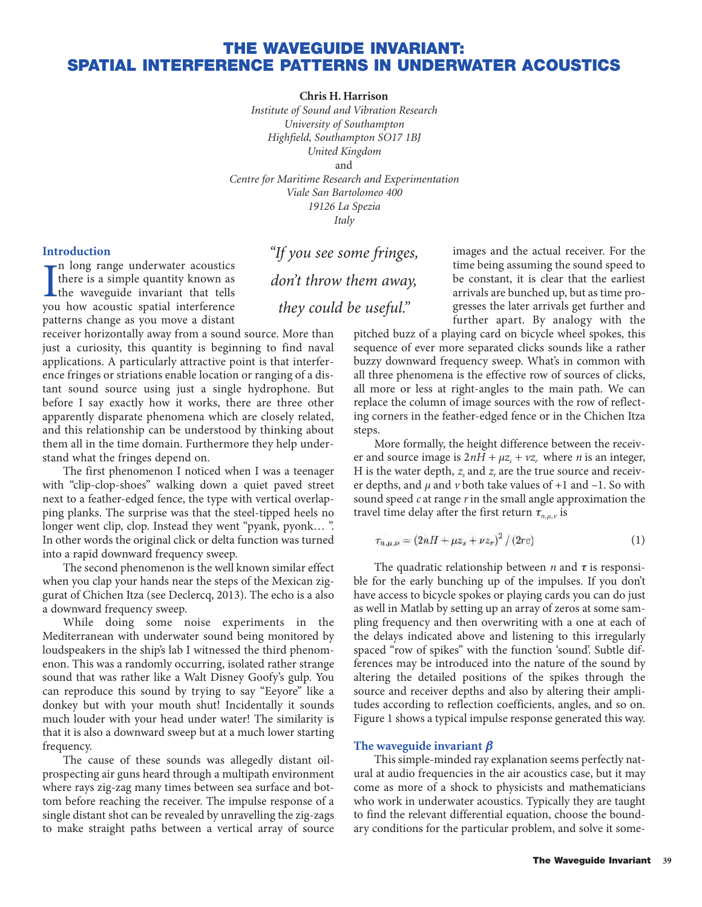# THE WAVEGUIDE INVARIANT: SPATIAL INTERFERENCE PATTERNS IN UNDERWATER ACOUSTICS

**Chris H. Harrison**

*Institute of Sound and Vibration Research*
*University of Southampton*
*Highfield, Southampton SO17 1BJ*
*United Kingdom*
and
*Centre for Maritime Research and Experimentation*
*Viale San Bartolomeo 400*
*19126 La Spezia*
*Italy*

*"If you see some fringes, don't throw them away, they could be useful."*

## Introduction

In long range underwater acoustics there is a simple quantity known as the waveguide invariant that tells you how acoustic spatial interference patterns change as you move a distant receiver horizontally away from a sound source. More than just a curiosity, this quantity is beginning to find naval applications. A particularly attractive point is that interference fringes or striations enable location or ranging of a distant sound source using just a single hydrophone. But before I say exactly how it works, there are three other apparently disparate phenomena which are closely related, and this relationship can be understood by thinking about them all in the time domain. Furthermore they help understand what the fringes depend on.

The first phenomenon I noticed when I was a teenager with "clip-clop-shoes" walking down a quiet paved street next to a feather-edged fence, the type with vertical overlapping planks. The surprise was that the steel-tipped heels no longer went clip, clop. Instead they went "pyank, pyonk… ". In other words the original click or delta function was turned into a rapid downward frequency sweep.

The second phenomenon is the well known similar effect when you clap your hands near the steps of the Mexican ziggurat of Chichen Itza (see Declercq, 2013). The echo is a also a downward frequency sweep.

While doing some noise experiments in the Mediterranean with underwater sound being monitored by loudspeakers in the ship's lab I witnessed the third phenomenon. This was a randomly occurring, isolated rather strange sound that was rather like a Walt Disney Goofy's gulp. You can reproduce this sound by trying to say "Eeyore" like a donkey but with your mouth shut! Incidentally it sounds much louder with your head under water! The similarity is that it is also a downward sweep but at a much lower starting frequency.

The cause of these sounds was allegedly distant oil-prospecting air guns heard through a multipath environment where rays zig-zag many times between sea surface and bottom before reaching the receiver. The impulse response of a single distant shot can be revealed by unravelling the zig-zags to make straight paths between a vertical array of source images and the actual receiver. For the time being assuming the sound speed to be constant, it is clear that the earliest arrivals are bunched up, but as time progresses the later arrivals get further and further apart. By analogy with the pitched buzz of a playing card on bicycle wheel spokes, this sequence of ever more separated clicks sounds like a rather buzzy downward frequency sweep. What's in common with all three phenomena is the effective row of sources of clicks, all more or less at right-angles to the main path. We can replace the column of image sources with the row of reflecting corners in the feather-edged fence or in the Chichen Itza steps.

More formally, the height difference between the receiver and source image is $2nH + \mu z_s + \nu z_r$ where $n$ is an integer, H is the water depth, $z_s$ and $z_r$ are the true source and receiver depths, and $\mu$ and $\nu$ both take values of +1 and –1. So with sound speed $c$ at range $r$ in the small angle approximation the travel time delay after the first return $\tau_{n,\mu,\nu}$ is

$$\tau_{n,\mu,\nu} = \left(2nH + \mu z_s + \nu z_r\right)^2 / \left(2rc\right) \tag{1}$$

The quadratic relationship between $n$ and $\tau$ is responsible for the early bunching up of the impulses. If you don't have access to bicycle spokes or playing cards you can do just as well in Matlab by setting up an array of zeros at some sampling frequency and then overwriting with a one at each of the delays indicated above and listening to this irregularly spaced "row of spikes" with the function 'sound'. Subtle differences may be introduced into the nature of the sound by altering the detailed positions of the spikes through the source and receiver depths and also by altering their amplitudes according to reflection coefficients, angles, and so on. Figure 1 shows a typical impulse response generated this way.

## The waveguide invariant $\beta$

This simple-minded ray explanation seems perfectly natural at audio frequencies in the air acoustics case, but it may come as more of a shock to physicists and mathematicians who work in underwater acoustics. Typically they are taught to find the relevant differential equation, choose the boundary conditions for the particular problem, and solve it some-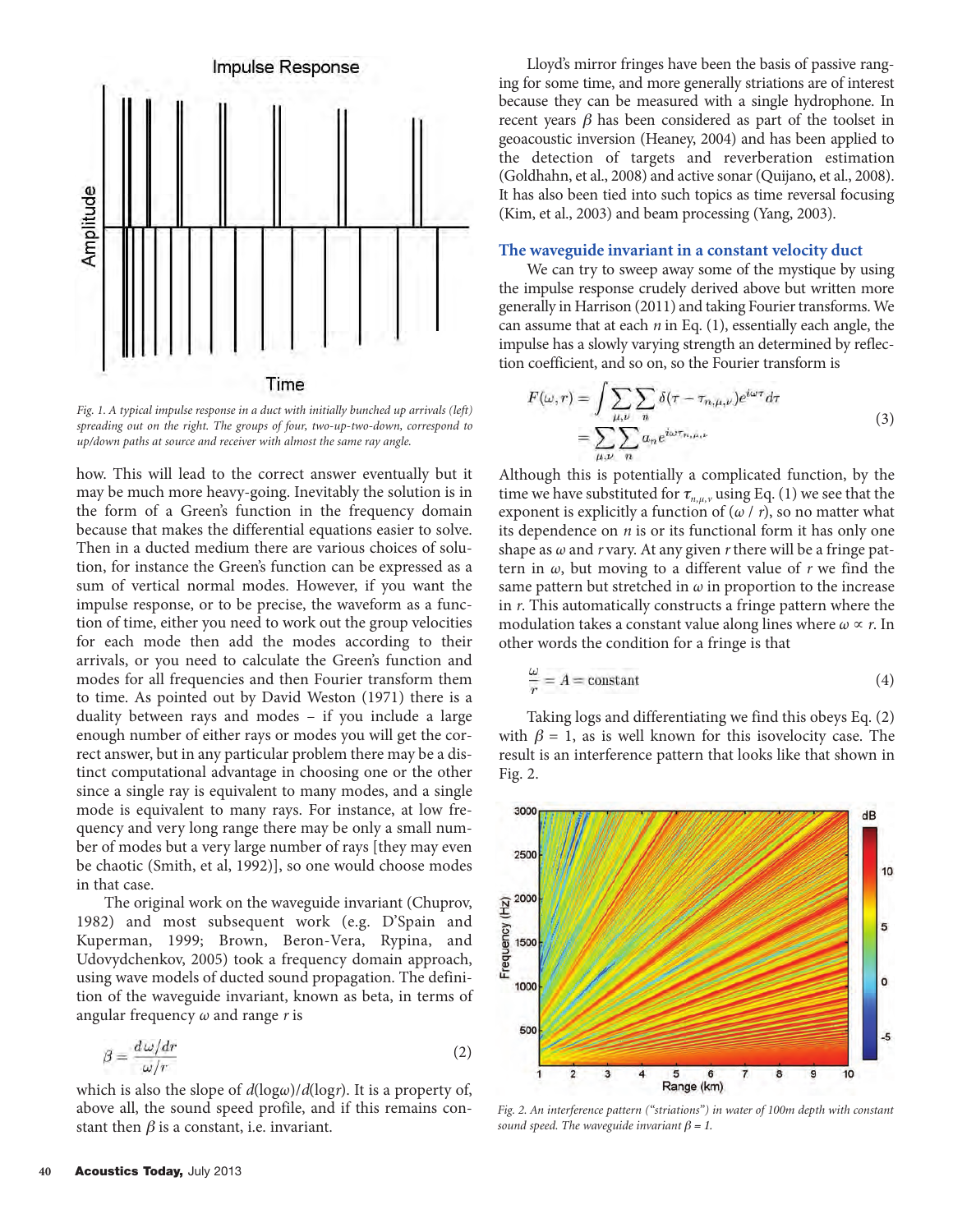Fig. 1. A typical impulse response in a duct with initially bunched up arrivals (left) spreading out on the right. The groups of four, two-up-two-down, correspond to up/down paths at source and receiver with almost the same ray angle.

how. This will lead to the correct answer eventually but it may be much more heavy-going. Inevitably the solution is in the form of a Green's function in the frequency domain because that makes the differential equations easier to solve. Then in a ducted medium there are various choices of solution, for instance the Green's function can be expressed as a sum of vertical normal modes. However, if you want the impulse response, or to be precise, the waveform as a function of time, either you need to work out the group velocities for each mode then add the modes according to their arrivals, or you need to calculate the Green's function and modes for all frequencies and then Fourier transform them to time. As pointed out by David Weston (1971) there is a duality between rays and modes – if you include a large enough number of either rays or modes you will get the correct answer, but in any particular problem there may be a distinct computational advantage in choosing one or the other since a single ray is equivalent to many modes, and a single mode is equivalent to many rays. For instance, at low frequency and very long range there may be only a small number of modes but a very large number of rays [they may even be chaotic (Smith, et al, 1992)], so one would choose modes in that case.

The original work on the waveguide invariant (Chuprov, 1982) and most subsequent work (e.g. D'Spain and Kuperman, 1999; Brown, Beron-Vera, Rypina, and Udovydchenkov, 2005) took a frequency domain approach, using wave models of ducted sound propagation. The definition of the waveguide invariant, known as beta, in terms of angular frequency $\omega$ and range $r$ is

$$\beta = \frac{d\omega/dr}{\omega/r} \tag{2}$$

which is also the slope of $d(\log\omega)/d(\log r)$. It is a property of, above all, the sound speed profile, and if this remains constant then $\beta$ is a constant, i.e. invariant.

Lloyd's mirror fringes have been the basis of passive ranging for some time, and more generally striations are of interest because they can be measured with a single hydrophone. In recent years $\beta$ has been considered as part of the toolset in geoacoustic inversion (Heaney, 2004) and has been applied to the detection of targets and reverberation estimation (Goldhahn, et al., 2008) and active sonar (Quijano, et al., 2008). It has also been tied into such topics as time reversal focusing (Kim, et al., 2003) and beam processing (Yang, 2003).

## The waveguide invariant in a constant velocity duct

We can try to sweep away some of the mystique by using the impulse response crudely derived above but written more generally in Harrison (2011) and taking Fourier transforms. We can assume that at each $n$ in Eq. (1), essentially each angle, the impulse has a slowly varying strength an determined by reflection coefficient, and so on, so the Fourier transform is

$$\begin{aligned} F(\omega, r) &= \int \sum_{\mu,\nu} \sum_{n} \delta(\tau - \tau_{n,\mu,\nu}) e^{i\omega\tau} d\tau \\ &= \sum_{\mu,\nu} \sum_{n} a_n e^{i\omega\tau_{n,\mu,\nu}} \end{aligned} \tag{3}$$

Although this is potentially a complicated function, by the time we have substituted for $\tau_{n,\mu,\nu}$ using Eq. (1) we see that the exponent is explicitly a function of $(\omega / r)$, so no matter what its dependence on $n$ is or its functional form it has only one shape as $\omega$ and $r$ vary. At any given $r$ there will be a fringe pattern in $\omega$, but moving to a different value of $r$ we find the same pattern but stretched in $\omega$ in proportion to the increase in $r$. This automatically constructs a fringe pattern where the modulation takes a constant value along lines where $\omega \propto r$. In other words the condition for a fringe is that

$$\frac{\omega}{r} = A = \text{constant} \tag{4}$$

Taking logs and differentiating we find this obeys Eq. (2) with $\beta = 1$, as is well known for this isovelocity case. The result is an interference pattern that looks like that shown in Fig. 2.

Fig. 2. An interference pattern ("striations") in water of 100m depth with constant sound speed. The waveguide invariant $\beta = 1$.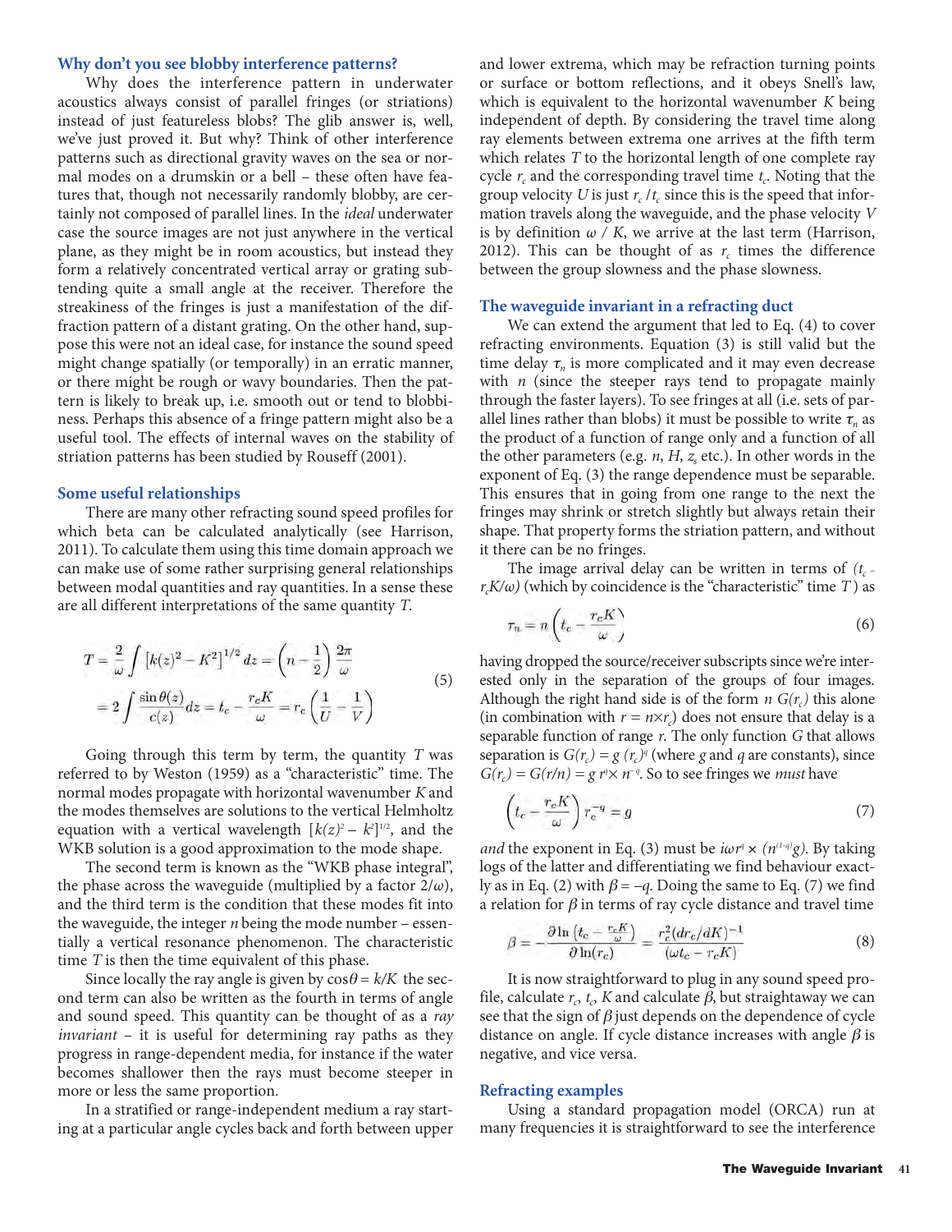## Why don't you see blobby interference patterns?

Why does the interference pattern in underwater acoustics always consist of parallel fringes (or striations) instead of just featureless blobs? The glib answer is, well, we've just proved it. But why? Think of other interference patterns such as directional gravity waves on the sea or normal modes on a drumskin or a bell – these often have features that, though not necessarily randomly blobby, are certainly not composed of parallel lines. In the *ideal* underwater case the source images are not just anywhere in the vertical plane, as they might be in room acoustics, but instead they form a relatively concentrated vertical array or grating subtending quite a small angle at the receiver. Therefore the streakiness of the fringes is just a manifestation of the diffraction pattern of a distant grating. On the other hand, suppose this were not an ideal case, for instance the sound speed might change spatially (or temporally) in an erratic manner, or there might be rough or wavy boundaries. Then the pattern is likely to break up, i.e. smooth out or tend to blobbiness. Perhaps this absence of a fringe pattern might also be a useful tool. The effects of internal waves on the stability of striation patterns has been studied by Rouseff (2001).

## Some useful relationships

There are many other refracting sound speed profiles for which beta can be calculated analytically (see Harrison, 2011). To calculate them using this time domain approach we can make use of some rather surprising general relationships between modal quantities and ray quantities. In a sense these are all different interpretations of the same quantity $T$.

$$T = \frac{2}{\omega}\int \left[k(z)^2 - K^2\right]^{1/2} dz = \left(n - \frac{1}{2}\right)\frac{2\pi}{\omega}$$
$$= 2\int \frac{\sin\theta(z)}{c(z)} dz = t_c - \frac{r_c K}{\omega} = r_c\left(\frac{1}{U} - \frac{1}{V}\right) \qquad (5)$$

Going through this term by term, the quantity $T$ was referred to by Weston (1959) as a "characteristic" time. The normal modes propagate with horizontal wavenumber $K$ and the modes themselves are solutions to the vertical Helmholtz equation with a vertical wavelength $[k(z)^2 - k^2]^{1/2}$, and the WKB solution is a good approximation to the mode shape.

The second term is known as the "WKB phase integral", the phase across the waveguide (multiplied by a factor $2/\omega$), and the third term is the condition that these modes fit into the waveguide, the integer $n$ being the mode number – essentially a vertical resonance phenomenon. The characteristic time $T$ is then the time equivalent of this phase.

Since locally the ray angle is given by $\cos\theta = k/K$ the second term can also be written as the fourth in terms of angle and sound speed. This quantity can be thought of as a *ray invariant* – it is useful for determining ray paths as they progress in range-dependent media, for instance if the water becomes shallower then the rays must become steeper in more or less the same proportion.

In a stratified or range-independent medium a ray starting at a particular angle cycles back and forth between upper and lower extrema, which may be refraction turning points or surface or bottom reflections, and it obeys Snell's law, which is equivalent to the horizontal wavenumber $K$ being independent of depth. By considering the travel time along ray elements between extrema one arrives at the fifth term which relates $T$ to the horizontal length of one complete ray cycle $r_c$ and the corresponding travel time $t_c$. Noting that the group velocity $U$ is just $r_c/t_c$ since this is the speed that information travels along the waveguide, and the phase velocity $V$ is by definition $\omega / K$, we arrive at the last term (Harrison, 2012). This can be thought of as $r_c$ times the difference between the group slowness and the phase slowness.

## The waveguide invariant in a refracting duct

We can extend the argument that led to Eq. (4) to cover refracting environments. Equation (3) is still valid but the time delay $\tau_n$ is more complicated and it may even decrease with $n$ (since the steeper rays tend to propagate mainly through the faster layers). To see fringes at all (i.e. sets of parallel lines rather than blobs) it must be possible to write $\tau_n$ as the product of a function of range only and a function of all the other parameters (e.g. $n$, $H$, $z_s$ etc.). In other words in the exponent of Eq. (3) the range dependence must be separable. This ensures that in going from one range to the next the fringes may shrink or stretch slightly but always retain their shape. That property forms the striation pattern, and without it there can be no fringes.

The image arrival delay can be written in terms of $(t_c - r_c K/\omega)$ (which by coincidence is the "characteristic" time $T$) as

$$\tau_n = n\left(t_c - \frac{r_c K}{\omega}\right) \qquad (6)$$

having dropped the source/receiver subscripts since we're interested only in the separation of the groups of four images. Although the right hand side is of the form $n\,G(r_c)$ this alone (in combination with $r = n \times r_c$) does not ensure that delay is a separable function of range $r$. The only function $G$ that allows separation is $G(r_c) = g\,(r_c)^q$ (where $g$ and $q$ are constants), since $G(r_c) = G(r/n) = g\,r^q \times n^{-q}$. So to see fringes we *must* have

$$\left(t_c - \frac{r_c K}{\omega}\right) r_c^{-q} = g \qquad (7)$$

*and* the exponent in Eq. (3) must be $i\omega r^q \times (n^{(1-q)}g)$. By taking logs of the latter and differentiating we find behaviour exactly as in Eq. (2) with $\beta = -q$. Doing the same to Eq. (7) we find a relation for $\beta$ in terms of ray cycle distance and travel time

$$\beta = -\frac{\partial \ln\left(t_c - \frac{r_c K}{\omega}\right)}{\partial \ln(r_c)} = \frac{r_c^2 (dr_c/dK)^{-1}}{(\omega t_c - r_c K)} \qquad (8)$$

It is now straightforward to plug in any sound speed profile, calculate $r_c$, $t_c$, $K$ and calculate $\beta$, but straightaway we can see that the sign of $\beta$ just depends on the dependence of cycle distance on angle. If cycle distance increases with angle $\beta$ is negative, and vice versa.

## Refracting examples

Using a standard propagation model (ORCA) run at many frequencies it is straightforward to see the interference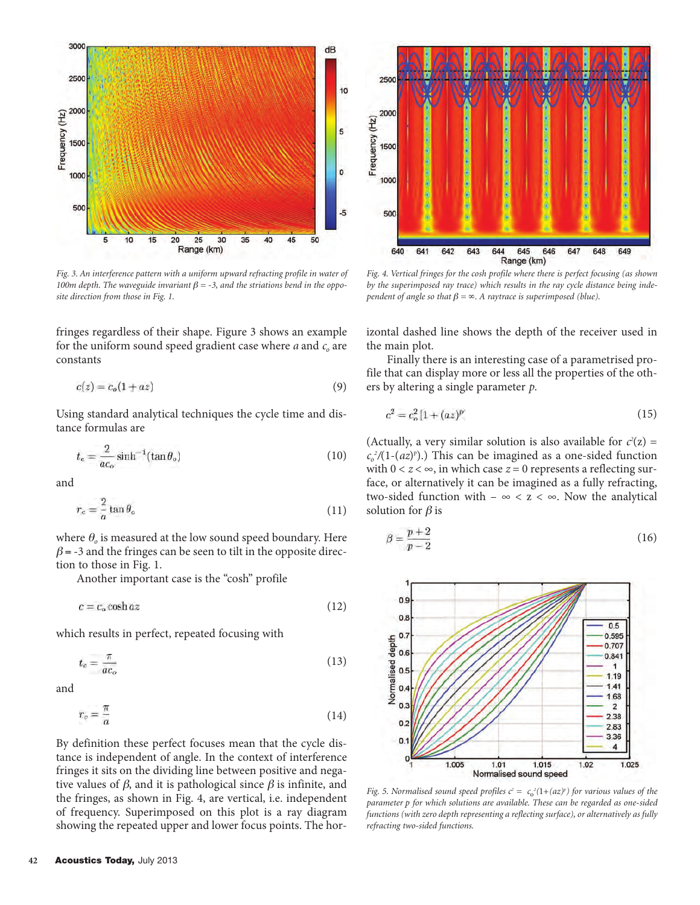Fig. 3. An interference pattern with a uniform upward refracting profile in water of 100m depth. The waveguide invariant $\beta = -3$, and the striations bend in the opposite direction from those in Fig. 1.

Fig. 4. Vertical fringes for the cosh profile where there is perfect focusing (as shown by the superimposed ray trace) which results in the ray cycle distance being independent of angle so that $\beta = \infty$. A raytrace is superimposed (blue).

fringes regardless of their shape. Figure 3 shows an example for the uniform sound speed gradient case where $a$ and $c_o$ are constants

$$c(z) = c_o(1 + az) \tag{9}$$

Using standard analytical techniques the cycle time and distance formulas are

$$t_c = \frac{2}{ac_o}\sinh^{-1}(\tan\theta_o) \tag{10}$$

and

$$r_c = \frac{2}{a}\tan\theta_o \tag{11}$$

where $\theta_o$ is measured at the low sound speed boundary. Here $\beta = -3$ and the fringes can be seen to tilt in the opposite direction to those in Fig. 1.

Another important case is the "cosh" profile

$$c = c_o\cosh az \tag{12}$$

which results in perfect, repeated focusing with

$$t_c = \frac{\pi}{ac_o} \tag{13}$$

and

$$r_c = \frac{\pi}{a} \tag{14}$$

By definition these perfect focuses mean that the cycle distance is independent of angle. In the context of interference fringes it sits on the dividing line between positive and negative values of $\beta$, and it is pathological since $\beta$ is infinite, and the fringes, as shown in Fig. 4, are vertical, i.e. independent of frequency. Superimposed on this plot is a ray diagram showing the repeated upper and lower focus points. The horizontal dashed line shows the depth of the receiver used in the main plot.

Finally there is an interesting case of a parametrised profile that can display more or less all the properties of the others by altering a single parameter $p$.

$$c^2 = c_o^2\left[1 + (az)^p\right] \tag{15}$$

(Actually, a very similar solution is also available for $c^2(z) = c_o^2/(1-(az)^p)$.) This can be imagined as a one-sided function with $0 < z < \infty$, in which case $z = 0$ represents a reflecting surface, or alternatively it can be imagined as a fully refracting, two-sided function with $-\infty < z < \infty$. Now the analytical solution for $\beta$ is

$$\beta = \frac{p+2}{p-2} \tag{16}$$

Fig. 5. Normalised sound speed profiles $c^2 = c_o^2(1+(az)^p)$ for various values of the parameter $p$ for which solutions are available. These can be regarded as one-sided functions (with zero depth representing a reflecting surface), or alternatively as fully refracting two-sided functions.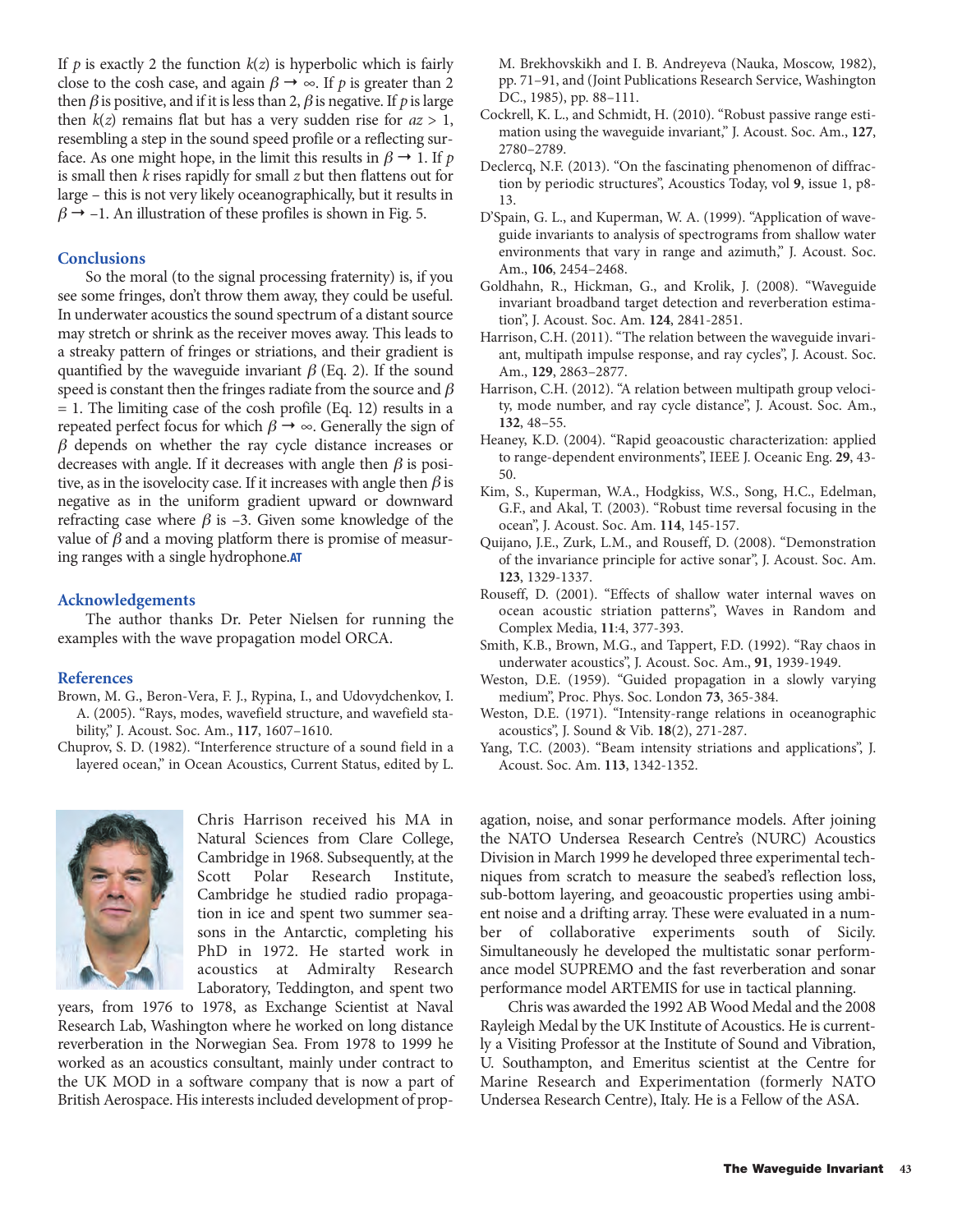If $p$ is exactly 2 the function $k(z)$ is hyperbolic which is fairly close to the cosh case, and again $\beta \rightarrow \infty$. If $p$ is greater than 2 then $\beta$ is positive, and if it is less than 2, $\beta$ is negative. If $p$ is large then $k(z)$ remains flat but has a very sudden rise for $az > 1$, resembling a step in the sound speed profile or a reflecting surface. As one might hope, in the limit this results in $\beta \rightarrow 1$. If $p$ is small then $k$ rises rapidly for small $z$ but then flattens out for large – this is not very likely oceanographically, but it results in $\beta \rightarrow -1$. An illustration of these profiles is shown in Fig. 5.

## Conclusions

So the moral (to the signal processing fraternity) is, if you see some fringes, don't throw them away, they could be useful. In underwater acoustics the sound spectrum of a distant source may stretch or shrink as the receiver moves away. This leads to a streaky pattern of fringes or striations, and their gradient is quantified by the waveguide invariant $\beta$ (Eq. 2). If the sound speed is constant then the fringes radiate from the source and $\beta = 1$. The limiting case of the cosh profile (Eq. 12) results in a repeated perfect focus for which $\beta \rightarrow \infty$. Generally the sign of $\beta$ depends on whether the ray cycle distance increases or decreases with angle. If it decreases with angle then $\beta$ is positive, as in the isovelocity case. If it increases with angle then $\beta$ is negative as in the uniform gradient upward or downward refracting case where $\beta$ is –3. Given some knowledge of the value of $\beta$ and a moving platform there is promise of measuring ranges with a single hydrophone.**AT**

## Acknowledgements

The author thanks Dr. Peter Nielsen for running the examples with the wave propagation model ORCA.

## References

Brown, M. G., Beron-Vera, F. J., Rypina, I., and Udovydchenkov, I. A. (2005). "Rays, modes, wavefield structure, and wavefield stability," J. Acoust. Soc. Am., **117**, 1607–1610.

Chuprov, S. D. (1982). "Interference structure of a sound field in a layered ocean," in Ocean Acoustics, Current Status, edited by L. M. Brekhovskikh and I. B. Andreyeva (Nauka, Moscow, 1982), pp. 71–91, and (Joint Publications Research Service, Washington DC., 1985), pp. 88–111.

Cockrell, K. L., and Schmidt, H. (2010). "Robust passive range estimation using the waveguide invariant," J. Acoust. Soc. Am., **127**, 2780–2789.

Declercq, N.F. (2013). "On the fascinating phenomenon of diffraction by periodic structures", Acoustics Today, vol **9**, issue 1, p8-13.

D'Spain, G. L., and Kuperman, W. A. (1999). "Application of waveguide invariants to analysis of spectrograms from shallow water environments that vary in range and azimuth," J. Acoust. Soc. Am., **106**, 2454–2468.

Goldhahn, R., Hickman, G., and Krolik, J. (2008). "Waveguide invariant broadband target detection and reverberation estimation", J. Acoust. Soc. Am. **124**, 2841-2851.

Harrison, C.H. (2011). "The relation between the waveguide invariant, multipath impulse response, and ray cycles", J. Acoust. Soc. Am., **129**, 2863–2877.

Harrison, C.H. (2012). "A relation between multipath group velocity, mode number, and ray cycle distance", J. Acoust. Soc. Am., **132**, 48–55.

Heaney, K.D. (2004). "Rapid geoacoustic characterization: applied to range-dependent environments", IEEE J. Oceanic Eng. **29**, 43-50.

Kim, S., Kuperman, W.A., Hodgkiss, W.S., Song, H.C., Edelman, G.F., and Akal, T. (2003). "Robust time reversal focusing in the ocean", J. Acoust. Soc. Am. **114**, 145-157.

Quijano, J.E., Zurk, L.M., and Rouseff, D. (2008). "Demonstration of the invariance principle for active sonar", J. Acoust. Soc. Am. **123**, 1329-1337.

Rouseff, D. (2001). "Effects of shallow water internal waves on ocean acoustic striation patterns", Waves in Random and Complex Media, **11**:4, 377-393.

Smith, K.B., Brown, M.G., and Tappert, F.D. (1992). "Ray chaos in underwater acoustics", J. Acoust. Soc. Am., **91**, 1939-1949.

Weston, D.E. (1959). "Guided propagation in a slowly varying medium", Proc. Phys. Soc. London **73**, 365-384.

Weston, D.E. (1971). "Intensity-range relations in oceanographic acoustics", J. Sound & Vib. **18**(2), 271-287.

Yang, T.C. (2003). "Beam intensity striations and applications", J. Acoust. Soc. Am. **113**, 1342-1352.

Chris Harrison received his MA in Natural Sciences from Clare College, Cambridge in 1968. Subsequently, at the Scott Polar Research Institute, Cambridge he studied radio propagation in ice and spent two summer seasons in the Antarctic, completing his PhD in 1972. He started work in acoustics at Admiralty Research Laboratory, Teddington, and spent two years, from 1976 to 1978, as Exchange Scientist at Naval Research Lab, Washington where he worked on long distance reverberation in the Norwegian Sea. From 1978 to 1999 he worked as an acoustics consultant, mainly under contract to the UK MOD in a software company that is now a part of British Aerospace. His interests included development of propagation, noise, and sonar performance models. After joining the NATO Undersea Research Centre's (NURC) Acoustics Division in March 1999 he developed three experimental techniques from scratch to measure the seabed's reflection loss, sub-bottom layering, and geoacoustic properties using ambient noise and a drifting array. These were evaluated in a number of collaborative experiments south of Sicily. Simultaneously he developed the multistatic sonar performance model SUPREMO and the fast reverberation and sonar performance model ARTEMIS for use in tactical planning.

Chris was awarded the 1992 AB Wood Medal and the 2008 Rayleigh Medal by the UK Institute of Acoustics. He is currently a Visiting Professor at the Institute of Sound and Vibration, U. Southampton, and Emeritus scientist at the Centre for Marine Research and Experimentation (formerly NATO Undersea Research Centre), Italy. He is a Fellow of the ASA.